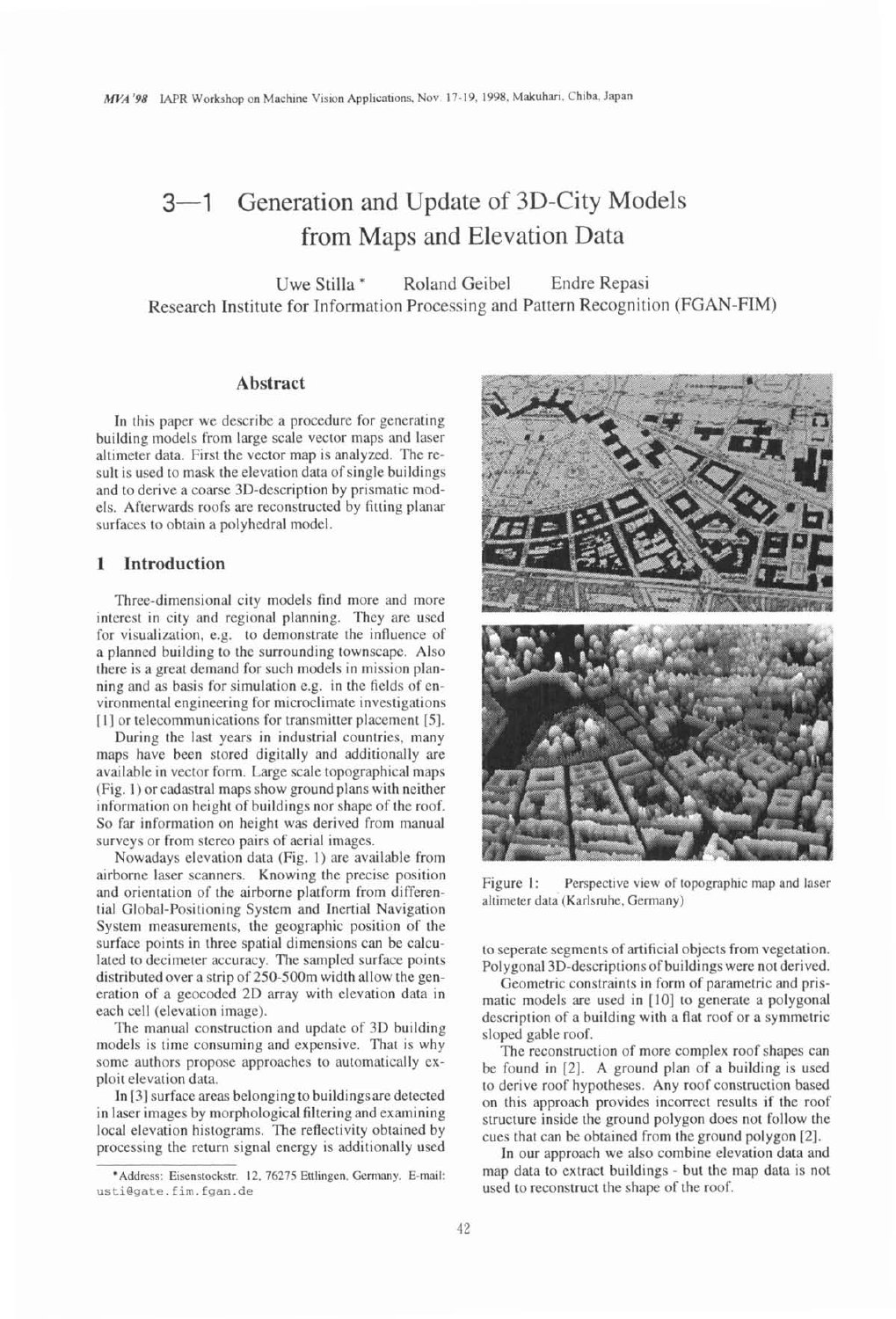# 3—1 Generation and Update of 3D-City Models from Maps and Elevation Data

Uwe Stilla * Roland Geibel Endre Repasi

Research Institute for Information Processing and Pattern Recognition (FGAN-FIM)

## Abstract

In this paper we describe a procedure for generating building models from large scale vector maps and laser altimeter data. First the vector map is analyzed. The result is used to mask the elevation data of single buildings and to derive a coarse 3D-description by prismatic models. Afterwards roofs are reconstructed by fitting planar surfaces to obtain a polyhedral model.

## 1 Introduction

Three-dimensional city models find more and more interest in city and regional planning. They are used for visualization, e.g. to demonstrate the influence of a planned building to the surrounding townscape. Also there is a great demand for such models in mission planning and as basis for simulation e.g. in the fields of environmental engineering for microclimate investigations [1] or telecommunications for transmitter placement [5].

During the last years in industrial countries, many maps have been stored digitally and additionally are available in vector form. Large scale topographical maps (Fig. 1) or cadastral maps show ground plans with neither information on height of buildings nor shape of the roof. So far information on height was derived from manual surveys or from stereo pairs of aerial images.

Nowadays elevation data (Fig. 1) are available from airborne laser scanners. Knowing the precise position and orientation of the airborne platform from differential Global-Positioning System and Inertial Navigation System measurements, the geographic position of the surface points in three spatial dimensions can be calculated to decimeter accuracy. The sampled surface points distributed over a strip of 250-500m width allow the generation of a geocoded 2D array with elevation data in each cell (elevation image).

The manual construction and update of 3D building models is time consuming and expensive. That is why some authors propose approaches to automatically exploit elevation data.

In [3] surface areas belonging to buildings are detected in laser images by morphological filtering and examining local elevation histograms. The reflectivity obtained by processing the return signal energy is additionally used to seperate segments of artificial objects from vegetation. Polygonal 3D-descriptions of buildings were not derived.

Figure 1: Perspective view of topographic map and laser altimeter data (Karlsruhe, Germany)

Geometric constraints in form of parametric and prismatic models are used in [10] to generate a polygonal description of a building with a flat roof or a symmetric sloped gable roof.

The reconstruction of more complex roof shapes can be found in [2]. A ground plan of a building is used to derive roof hypotheses. Any roof construction based on this approach provides incorrect results if the roof structure inside the ground polygon does not follow the cues that can be obtained from the ground polygon [2].

In our approach we also combine elevation data and map data to extract buildings - but the map data is not used to reconstruct the shape of the roof.

*Address: Eisenstockstr. 12, 76275 Ettlingen, Germany. E-mail: usti@gate.fim.fgan.de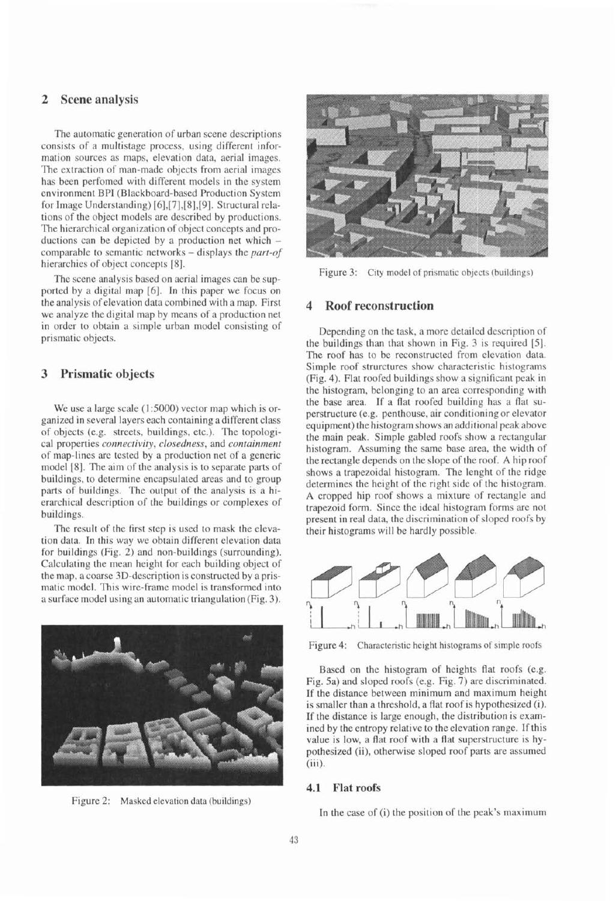## 2 Scene analysis

The automatic generation of urban scene descriptions consists of a multistage process, using different information sources as maps, elevation data, aerial images. The extraction of man-made objects from aerial images has been perfomed with different models in the system environment BPI (Blackboard-based Production System for Image Understanding) [6],[7],[8],[9]. Structural relations of the object models are described by productions. The hierarchical organization of object concepts and productions can be depicted by a production net which – comparable to semantic networks – displays the *part-of* hierarchies of object concepts [8].

The scene analysis based on aerial images can be supported by a digital map [6]. In this paper we focus on the analysis of elevation data combined with a map. First we analyze the digital map by means of a production net in order to obtain a simple urban model consisting of prismatic objects.

## 3 Prismatic objects

We use a large scale (1:5000) vector map which is organized in several layers each containing a different class of objects (e.g. streets, buildings, etc.). The topological properties *connectivity*, *closedness*, and *containment* of map-lines are tested by a production net of a generic model [8]. The aim of the analysis is to separate parts of buildings, to determine encapsulated areas and to group parts of buildings. The output of the analysis is a hierarchical description of the buildings or complexes of buildings.

The result of the first step is used to mask the elevation data. In this way we obtain different elevation data for buildings (Fig. 2) and non-buildings (surrounding). Calculating the mean height for each building object of the map, a coarse 3D-description is constructed by a prismatic model. This wire-frame model is transformed into a surface model using an automatic triangulation (Fig. 3).

Figure 2: Masked elevation data (buildings)

Figure 3: City model of prismatic objects (buildings)

## 4 Roof reconstruction

Depending on the task, a more detailed description of the buildings than that shown in Fig. 3 is required [5]. The roof has to be reconstructed from elevation data. Simple roof strurctures show characteristic histograms (Fig. 4). Flat roofed buildings show a significant peak in the histogram, belonging to an area corresponding with the base area. If a flat roofed building has a flat superstructure (e.g. penthouse, air conditioning or elevator equipment) the histogram shows an additional peak above the main peak. Simple gabled roofs show a rectangular histogram. Assuming the same base area, the width of the rectangle depends on the slope of the roof. A hip roof shows a trapezoidal histogram. The lenght of the ridge determines the height of the right side of the histogram. A cropped hip roof shows a mixture of rectangle and trapezoid form. Since the ideal histogram forms are not present in real data, the discrimination of sloped roofs by their histograms will be hardly possible.

Figure 4: Characteristic height histograms of simple roofs

Based on the histogram of heights flat roofs (e.g. Fig. 5a) and sloped roofs (e.g. Fig. 7) are discriminated. If the distance between minimum and maximum height is smaller than a threshold, a flat roof is hypothesized (i). If the distance is large enough, the distribution is examined by the entropy relative to the elevation range. If this value is low, a flat roof with a flat superstructure is hypothesized (ii), otherwise sloped roof parts are assumed (iii).

### 4.1 Flat roofs

In the case of (i) the position of the peak's maximum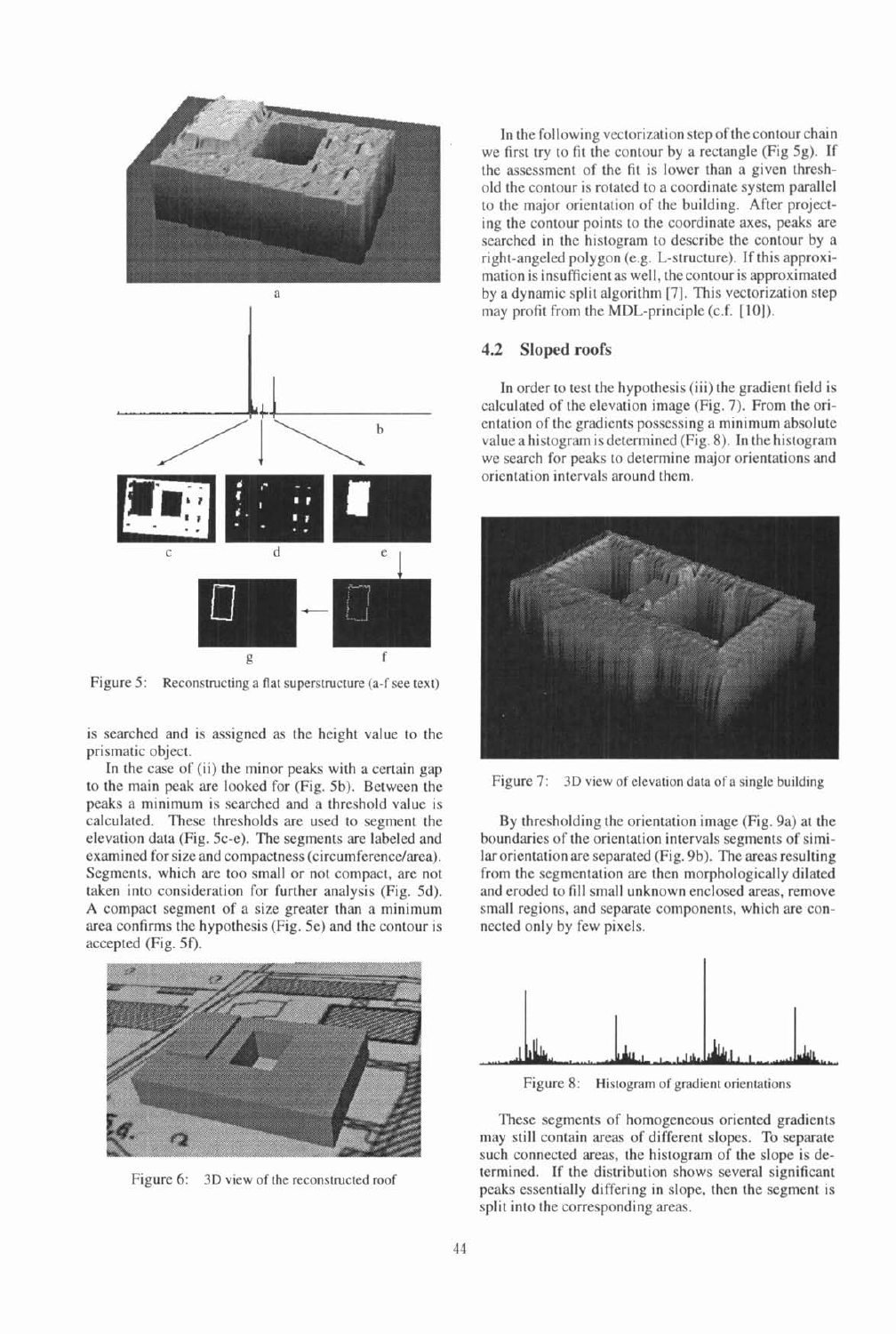Figure 5: Reconstructing a flat superstructure (a-f see text)

is searched and is assigned as the height value to the prismatic object.

In the case of (ii) the minor peaks with a certain gap to the main peak are looked for (Fig. 5b). Between the peaks a minimum is searched and a threshold value is calculated. These thresholds are used to segment the elevation data (Fig. 5c-e). The segments are labeled and examined for size and compactness (circumference/area). Segments, which are too small or not compact, are not taken into consideration for further analysis (Fig. 5d). A compact segment of a size greater than a minimum area confirms the hypothesis (Fig. 5e) and the contour is accepted (Fig. 5f).

Figure 6: 3D view of the reconstructed roof

In the following vectorization step of the contour chain we first try to fit the contour by a rectangle (Fig 5g). If the assessment of the fit is lower than a given threshold the contour is rotated to a coordinate system parallel to the major orientation of the building. After projecting the contour points to the coordinate axes, peaks are searched in the histogram to describe the contour by a right-angeled polygon (e.g. L-structure). If this approximation is insufficient as well, the contour is approximated by a dynamic split algorithm [7]. This vectorization step may profit from the MDL-principle (c.f. [10]).

### 4.2 Sloped roofs

In order to test the hypothesis (iii) the gradient field is calculated of the elevation image (Fig. 7). From the orientation of the gradients possessing a minimum absolute value a histogram is determined (Fig. 8). In the histogram we search for peaks to determine major orientations and orientation intervals around them.

Figure 7: 3D view of elevation data of a single building

By thresholding the orientation image (Fig. 9a) at the boundaries of the orientation intervals segments of similar orientation are separated (Fig. 9b). The areas resulting from the segmentation are then morphologically dilated and eroded to fill small unknown enclosed areas, remove small regions, and separate components, which are connected only by few pixels.

Figure 8: Histogram of gradient orientations

These segments of homogeneous oriented gradients may still contain areas of different slopes. To separate such connected areas, the histogram of the slope is determined. If the distribution shows several significant peaks essentially differing in slope, then the segment is split into the corresponding areas.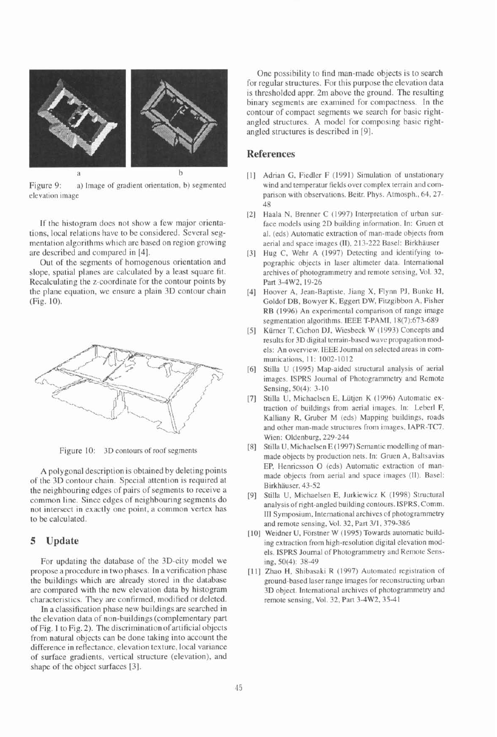Figure 9: a) Image of gradient orientation, b) segmented elevation image

If the histogram does not show a few major orientations, local relations have to be considered. Several segmentation algorithms which are based on region growing are described and compared in [4].

Out of the segments of homogenous orientation and slope, spatial planes are calculated by a least square fit. Recalculating the z-coordinate for the contour points by the plane equation, we ensure a plain 3D contour chain (Fig. 10).

Figure 10: 3D contours of roof segments

A polygonal description is obtained by deleting points of the 3D contour chain. Special attention is required at the neighbouring edges of pairs of segments to receive a common line. Since edges of neighbouring segments do not intersect in exactly one point, a common vertex has to be calculated.

## 5 Update

For updating the database of the 3D-city model we propose a procedure in two phases. In a verification phase the buildings which are already stored in the database are compared with the new elevation data by histogram characteristics. They are confirmed, modified or deleted.

In a classification phase new buildings are searched in the elevation data of non-buildings (complementary part of Fig. 1 to Fig. 2). The discrimination of artificial objects from natural objects can be done taking into account the difference in reflectance, elevation texture, local variance of surface gradients, vertical structure (elevation), and shape of the object surfaces [3].

One possibility to find man-made objects is to search for regular structures. For this purpose the elevation data is thresholded appr. 2m above the ground. The resulting binary segments are examined for compactness. In the contour of compact segments we search for basic right-angled structures. A model for composing basic right-angled structures is described in [9].

## References

[1] Adrian G, Fiedler F (1991) Simulation of unstationary wind and temperatur fields over complex terrain and comparison with observations. Beitr. Phys. Atmosph., 64, 27-48

[2] Haala N, Brenner C (1997) Interpretation of urban surface models using 2D building information. In: Gruen et al. (eds) Automatic extraction of man-made objects from aerial and space images (II), 213-222 Basel: Birkhäuser

[3] Hug C, Wehr A (1997) Detecting and identifying topographic objects in laser altimeter data. International archives of photogrammetry and remote sensing, Vol. 32, Part 3-4W2, 19-26

[4] Hoover A, Jean-Baptiste, Jiang X, Flynn PJ, Bunke H, Goldof DB, Bowyer K, Eggert DW, Fitzgibbon A, Fisher RB (1996) An experimental comparison of range image segmentation algorithms. IEEE T-PAMI, 18(7):673-689

[5] Kürner T, Cichon DJ, Wiesbeck W (1993) Concepts and results for 3D digital terrain-based wave propagation models: An overview. IEEE Journal on selected areas in communications, 11: 1002-1012

[6] Stilla U (1995) Map-aided structural analysis of aerial images. ISPRS Journal of Photogrammetry and Remote Sensing, 50(4): 3-10

[7] Stilla U, Michaelsen E, Lütjen K (1996) Automatic extraction of buildings from aerial images. In: Leberl F, Kalliany R, Gruber M (eds) Mapping buildings, roads and other man-made structures from images, IAPR-TC7. Wien: Oldenburg, 229-244

[8] Stilla U, Michaelsen E (1997) Semantic modelling of man-made objects by production nets. In: Gruen A, Baltsavias EP, Henricsson O (eds) Automatic extraction of man-made objects from aerial and space images (II). Basel: Birkhäuser, 43-52

[9] Stilla U, Michaelsen E, Jurkiewicz K (1998) Structural analysis of right-angled building contours. ISPRS, Comm. III Symposium, International archives of photogrammetry and remote sensing, Vol. 32, Part 3/1, 379-386

[10] Weidner U, Förstner W (1995) Towards automatic building extraction from high-resolution digital elevation models. ISPRS Journal of Photogrammetry and Remote Sensing, 50(4): 38-49

[11] Zhao H, Shibasaki R (1997) Automated registration of ground-based laser range images for reconstructing urban 3D object. International archives of photogrammetry and remote sensing, Vol. 32, Part 3-4W2, 35-41